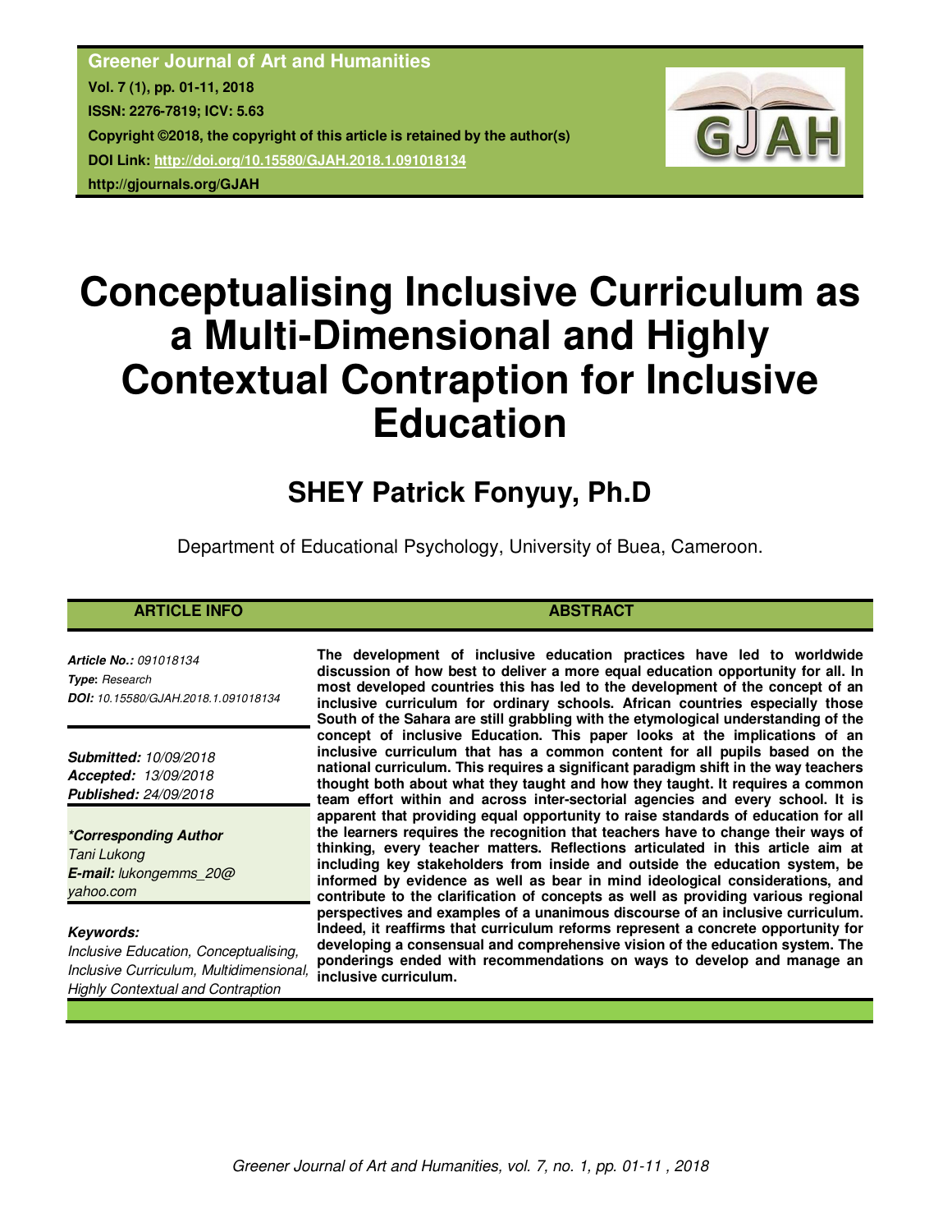**Greener Journal of Art and Humanities**
**Vol. 7 (1), pp. 01-11, 2018**
**ISSN: 2276-7819; ICV: 5.63**
**Copyright ©2018, the copyright of this article is retained by the author(s)**
**DOI Link: http://doi.org/10.15580/GJAH.2018.1.091018134**
**http://gjournals.org/GJAH**

# Conceptualising Inclusive Curriculum as a Multi-Dimensional and Highly Contextual Contraption for Inclusive Education

## SHEY Patrick Fonyuy, Ph.D

Department of Educational Psychology, University of Buea, Cameroon.

**ARTICLE INFO**

***Article No.:*** *091018134*
***Type:*** *Research*
***DOI:*** *10.15580/GJAH.2018.1.091018134*

***Submitted:*** *10/09/2018*
***Accepted:*** *13/09/2018*
***Published:*** *24/09/2018*

***\*Corresponding Author***
*Tani Lukong*
***E-mail:*** *lukongemms_20@yahoo.com*

***Keywords:***
*Inclusive Education, Conceptualising, Inclusive Curriculum, Multidimensional, Highly Contextual and Contraption*

**ABSTRACT**

**The development of inclusive education practices have led to worldwide discussion of how best to deliver a more equal education opportunity for all. In most developed countries this has led to the development of the concept of an inclusive curriculum for ordinary schools. African countries especially those South of the Sahara are still grabbling with the etymological understanding of the concept of inclusive Education. This paper looks at the implications of an inclusive curriculum that has a common content for all pupils based on the national curriculum. This requires a significant paradigm shift in the way teachers thought both about what they taught and how they taught. It requires a common team effort within and across inter-sectorial agencies and every school. It is apparent that providing equal opportunity to raise standards of education for all the learners requires the recognition that teachers have to change their ways of thinking, every teacher matters. Reflections articulated in this article aim at including key stakeholders from inside and outside the education system, be informed by evidence as well as bear in mind ideological considerations, and contribute to the clarification of concepts as well as providing various regional perspectives and examples of a unanimous discourse of an inclusive curriculum. Indeed, it reaffirms that curriculum reforms represent a concrete opportunity for developing a consensual and comprehensive vision of the education system. The ponderings ended with recommendations on ways to develop and manage an inclusive curriculum.**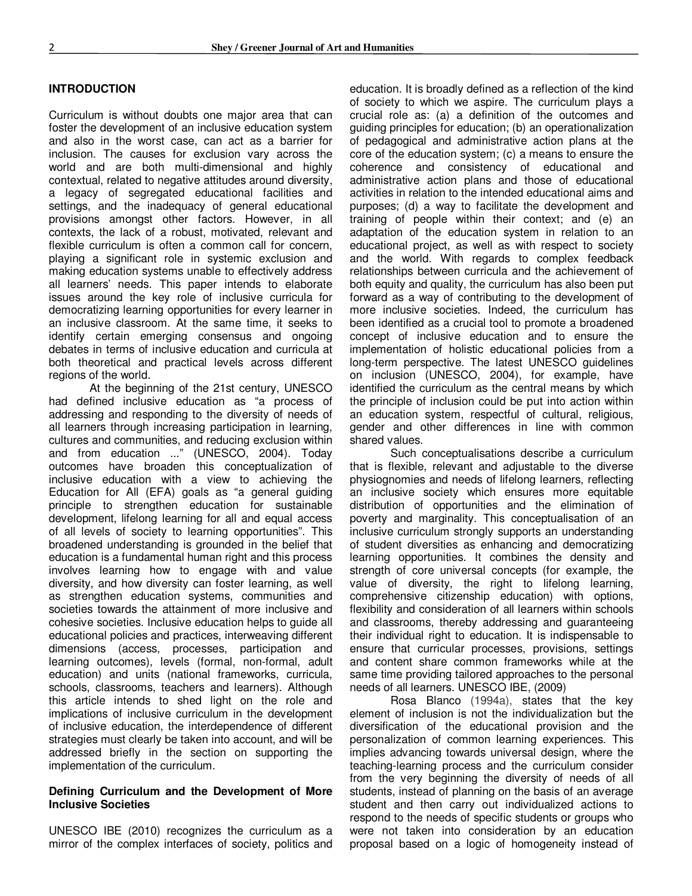## INTRODUCTION

Curriculum is without doubts one major area that can foster the development of an inclusive education system and also in the worst case, can act as a barrier for inclusion. The causes for exclusion vary across the world and are both multi-dimensional and highly contextual, related to negative attitudes around diversity, a legacy of segregated educational facilities and settings, and the inadequacy of general educational provisions amongst other factors. However, in all contexts, the lack of a robust, motivated, relevant and flexible curriculum is often a common call for concern, playing a significant role in systemic exclusion and making education systems unable to effectively address all learners' needs. This paper intends to elaborate issues around the key role of inclusive curricula for democratizing learning opportunities for every learner in an inclusive classroom. At the same time, it seeks to identify certain emerging consensus and ongoing debates in terms of inclusive education and curricula at both theoretical and practical levels across different regions of the world.

At the beginning of the 21st century, UNESCO had defined inclusive education as "a process of addressing and responding to the diversity of needs of all learners through increasing participation in learning, cultures and communities, and reducing exclusion within and from education ..." (UNESCO, 2004). Today outcomes have broaden this conceptualization of inclusive education with a view to achieving the Education for All (EFA) goals as "a general guiding principle to strengthen education for sustainable development, lifelong learning for all and equal access of all levels of society to learning opportunities". This broadened understanding is grounded in the belief that education is a fundamental human right and this process involves learning how to engage with and value diversity, and how diversity can foster learning, as well as strengthen education systems, communities and societies towards the attainment of more inclusive and cohesive societies. Inclusive education helps to guide all educational policies and practices, interweaving different dimensions (access, processes, participation and learning outcomes), levels (formal, non-formal, adult education) and units (national frameworks, curricula, schools, classrooms, teachers and learners). Although this article intends to shed light on the role and implications of inclusive curriculum in the development of inclusive education, the interdependence of different strategies must clearly be taken into account, and will be addressed briefly in the section on supporting the implementation of the curriculum.

### Defining Curriculum and the Development of More Inclusive Societies

UNESCO IBE (2010) recognizes the curriculum as a mirror of the complex interfaces of society, politics and education. It is broadly defined as a reflection of the kind of society to which we aspire. The curriculum plays a crucial role as: (a) a definition of the outcomes and guiding principles for education; (b) an operationalization of pedagogical and administrative action plans at the core of the education system; (c) a means to ensure the coherence and consistency of educational and administrative action plans and those of educational activities in relation to the intended educational aims and purposes; (d) a way to facilitate the development and training of people within their context; and (e) an adaptation of the education system in relation to an educational project, as well as with respect to society and the world. With regards to complex feedback relationships between curricula and the achievement of both equity and quality, the curriculum has also been put forward as a way of contributing to the development of more inclusive societies. Indeed, the curriculum has been identified as a crucial tool to promote a broadened concept of inclusive education and to ensure the implementation of holistic educational policies from a long-term perspective. The latest UNESCO guidelines on inclusion (UNESCO, 2004), for example, have identified the curriculum as the central means by which the principle of inclusion could be put into action within an education system, respectful of cultural, religious, gender and other differences in line with common shared values.

Such conceptualisations describe a curriculum that is flexible, relevant and adjustable to the diverse physiognomies and needs of lifelong learners, reflecting an inclusive society which ensures more equitable distribution of opportunities and the elimination of poverty and marginality. This conceptualisation of an inclusive curriculum strongly supports an understanding of student diversities as enhancing and democratizing learning opportunities. It combines the density and strength of core universal concepts (for example, the value of diversity, the right to lifelong learning, comprehensive citizenship education) with options, flexibility and consideration of all learners within schools and classrooms, thereby addressing and guaranteeing their individual right to education. It is indispensable to ensure that curricular processes, provisions, settings and content share common frameworks while at the same time providing tailored approaches to the personal needs of all learners. UNESCO IBE, (2009)

Rosa Blanco (1994a), states that the key element of inclusion is not the individualization but the diversification of the educational provision and the personalization of common learning experiences. This implies advancing towards universal design, where the teaching-learning process and the curriculum consider from the very beginning the diversity of needs of all students, instead of planning on the basis of an average student and then carry out individualized actions to respond to the needs of specific students or groups who were not taken into consideration by an education proposal based on a logic of homogeneity instead of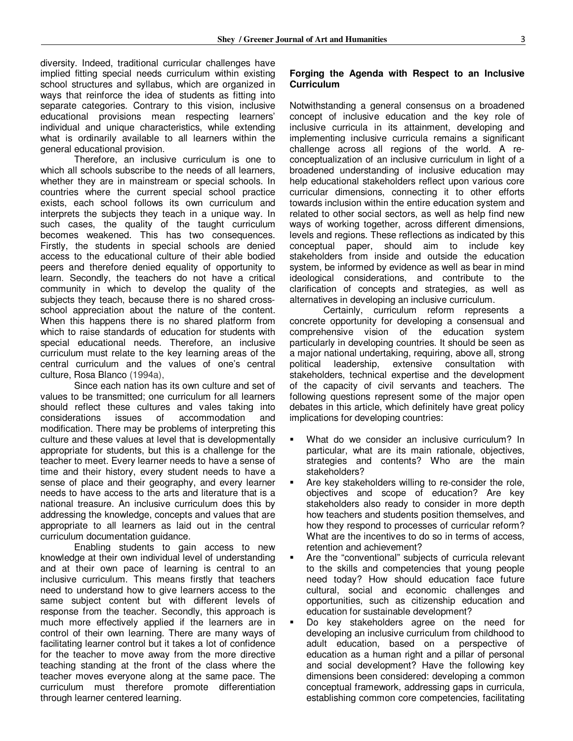diversity. Indeed, traditional curricular challenges have implied fitting special needs curriculum within existing school structures and syllabus, which are organized in ways that reinforce the idea of students as fitting into separate categories. Contrary to this vision, inclusive educational provisions mean respecting learners' individual and unique characteristics, while extending what is ordinarily available to all learners within the general educational provision.

Therefore, an inclusive curriculum is one to which all schools subscribe to the needs of all learners, whether they are in mainstream or special schools. In countries where the current special school practice exists, each school follows its own curriculum and interprets the subjects they teach in a unique way. In such cases, the quality of the taught curriculum becomes weakened. This has two consequences. Firstly, the students in special schools are denied access to the educational culture of their able bodied peers and therefore denied equality of opportunity to learn. Secondly, the teachers do not have a critical community in which to develop the quality of the subjects they teach, because there is no shared cross-school appreciation about the nature of the content. When this happens there is no shared platform from which to raise standards of education for students with special educational needs. Therefore, an inclusive curriculum must relate to the key learning areas of the central curriculum and the values of one's central culture, Rosa Blanco (1994a),

Since each nation has its own culture and set of values to be transmitted; one curriculum for all learners should reflect these cultures and vales taking into considerations issues of accommodation and modification. There may be problems of interpreting this culture and these values at level that is developmentally appropriate for students, but this is a challenge for the teacher to meet. Every learner needs to have a sense of time and their history, every student needs to have a sense of place and their geography, and every learner needs to have access to the arts and literature that is a national treasure. An inclusive curriculum does this by addressing the knowledge, concepts and values that are appropriate to all learners as laid out in the central curriculum documentation guidance.

Enabling students to gain access to new knowledge at their own individual level of understanding and at their own pace of learning is central to an inclusive curriculum. This means firstly that teachers need to understand how to give learners access to the same subject content but with different levels of response from the teacher. Secondly, this approach is much more effectively applied if the learners are in control of their own learning. There are many ways of facilitating learner control but it takes a lot of confidence for the teacher to move away from the more directive teaching standing at the front of the class where the teacher moves everyone along at the same pace. The curriculum must therefore promote differentiation through learner centered learning.

**Forging the Agenda with Respect to an Inclusive Curriculum**

Notwithstanding a general consensus on a broadened concept of inclusive education and the key role of inclusive curricula in its attainment, developing and implementing inclusive curricula remains a significant challenge across all regions of the world. A re-conceptualization of an inclusive curriculum in light of a broadened understanding of inclusive education may help educational stakeholders reflect upon various core curricular dimensions, connecting it to other efforts towards inclusion within the entire education system and related to other social sectors, as well as help find new ways of working together, across different dimensions, levels and regions. These reflections as indicated by this conceptual paper, should aim to include key stakeholders from inside and outside the education system, be informed by evidence as well as bear in mind ideological considerations, and contribute to the clarification of concepts and strategies, as well as alternatives in developing an inclusive curriculum.

Certainly, curriculum reform represents a concrete opportunity for developing a consensual and comprehensive vision of the education system particularly in developing countries. It should be seen as a major national undertaking, requiring, above all, strong political leadership, extensive consultation with stakeholders, technical expertise and the development of the capacity of civil servants and teachers. The following questions represent some of the major open debates in this article, which definitely have great policy implications for developing countries:

- What do we consider an inclusive curriculum? In particular, what are its main rationale, objectives, strategies and contents? Who are the main stakeholders?
- Are key stakeholders willing to re-consider the role, objectives and scope of education? Are key stakeholders also ready to consider in more depth how teachers and students position themselves, and how they respond to processes of curricular reform? What are the incentives to do so in terms of access, retention and achievement?
- Are the "conventional" subjects of curricula relevant to the skills and competencies that young people need today? How should education face future cultural, social and economic challenges and opportunities, such as citizenship education and education for sustainable development?
- Do key stakeholders agree on the need for developing an inclusive curriculum from childhood to adult education, based on a perspective of education as a human right and a pillar of personal and social development? Have the following key dimensions been considered: developing a common conceptual framework, addressing gaps in curricula, establishing common core competencies, facilitating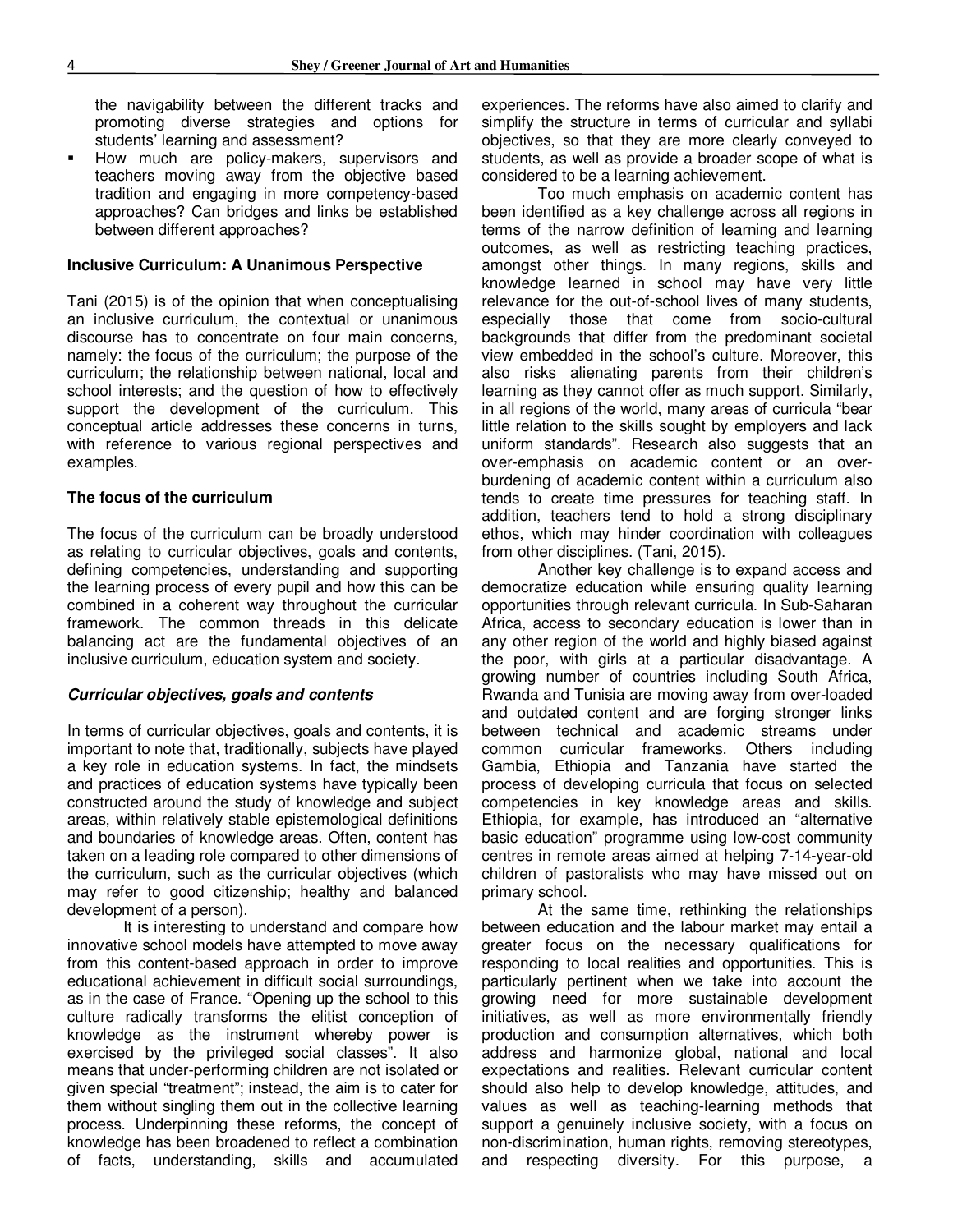the navigability between the different tracks and promoting diverse strategies and options for students' learning and assessment?

- How much are policy-makers, supervisors and teachers moving away from the objective based tradition and engaging in more competency-based approaches? Can bridges and links be established between different approaches?

## Inclusive Curriculum: A Unanimous Perspective

Tani (2015) is of the opinion that when conceptualising an inclusive curriculum, the contextual or unanimous discourse has to concentrate on four main concerns, namely: the focus of the curriculum; the purpose of the curriculum; the relationship between national, local and school interests; and the question of how to effectively support the development of the curriculum. This conceptual article addresses these concerns in turns, with reference to various regional perspectives and examples.

### The focus of the curriculum

The focus of the curriculum can be broadly understood as relating to curricular objectives, goals and contents, defining competencies, understanding and supporting the learning process of every pupil and how this can be combined in a coherent way throughout the curricular framework. The common threads in this delicate balancing act are the fundamental objectives of an inclusive curriculum, education system and society.

#### *Curricular objectives, goals and contents*

In terms of curricular objectives, goals and contents, it is important to note that, traditionally, subjects have played a key role in education systems. In fact, the mindsets and practices of education systems have typically been constructed around the study of knowledge and subject areas, within relatively stable epistemological definitions and boundaries of knowledge areas. Often, content has taken on a leading role compared to other dimensions of the curriculum, such as the curricular objectives (which may refer to good citizenship; healthy and balanced development of a person).

It is interesting to understand and compare how innovative school models have attempted to move away from this content-based approach in order to improve educational achievement in difficult social surroundings, as in the case of France. "Opening up the school to this culture radically transforms the elitist conception of knowledge as the instrument whereby power is exercised by the privileged social classes". It also means that under-performing children are not isolated or given special "treatment"; instead, the aim is to cater for them without singling them out in the collective learning process. Underpinning these reforms, the concept of knowledge has been broadened to reflect a combination of facts, understanding, skills and accumulated experiences. The reforms have also aimed to clarify and simplify the structure in terms of curricular and syllabi objectives, so that they are more clearly conveyed to students, as well as provide a broader scope of what is considered to be a learning achievement.

Too much emphasis on academic content has been identified as a key challenge across all regions in terms of the narrow definition of learning and learning outcomes, as well as restricting teaching practices, amongst other things. In many regions, skills and knowledge learned in school may have very little relevance for the out-of-school lives of many students, especially those that come from socio-cultural backgrounds that differ from the predominant societal view embedded in the school's culture. Moreover, this also risks alienating parents from their children's learning as they cannot offer as much support. Similarly, in all regions of the world, many areas of curricula "bear little relation to the skills sought by employers and lack uniform standards". Research also suggests that an over-emphasis on academic content or an over-burdening of academic content within a curriculum also tends to create time pressures for teaching staff. In addition, teachers tend to hold a strong disciplinary ethos, which may hinder coordination with colleagues from other disciplines. (Tani, 2015).

Another key challenge is to expand access and democratize education while ensuring quality learning opportunities through relevant curricula. In Sub-Saharan Africa, access to secondary education is lower than in any other region of the world and highly biased against the poor, with girls at a particular disadvantage. A growing number of countries including South Africa, Rwanda and Tunisia are moving away from over-loaded and outdated content and are forging stronger links between technical and academic streams under common curricular frameworks. Others including Gambia, Ethiopia and Tanzania have started the process of developing curricula that focus on selected competencies in key knowledge areas and skills. Ethiopia, for example, has introduced an "alternative basic education" programme using low-cost community centres in remote areas aimed at helping 7-14-year-old children of pastoralists who may have missed out on primary school.

At the same time, rethinking the relationships between education and the labour market may entail a greater focus on the necessary qualifications for responding to local realities and opportunities. This is particularly pertinent when we take into account the growing need for more sustainable development initiatives, as well as more environmentally friendly production and consumption alternatives, which both address and harmonize global, national and local expectations and realities. Relevant curricular content should also help to develop knowledge, attitudes, and values as well as teaching-learning methods that support a genuinely inclusive society, with a focus on non-discrimination, human rights, removing stereotypes, and respecting diversity. For this purpose, a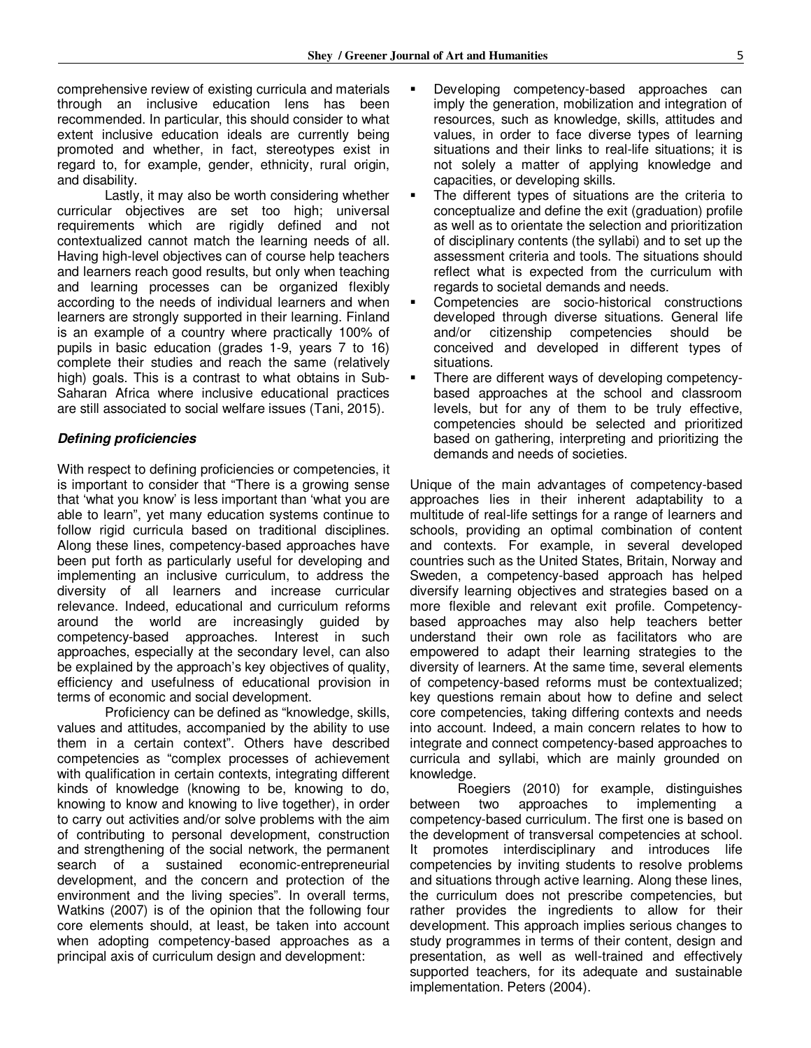comprehensive review of existing curricula and materials through an inclusive education lens has been recommended. In particular, this should consider to what extent inclusive education ideals are currently being promoted and whether, in fact, stereotypes exist in regard to, for example, gender, ethnicity, rural origin, and disability.

Lastly, it may also be worth considering whether curricular objectives are set too high; universal requirements which are rigidly defined and not contextualized cannot match the learning needs of all. Having high-level objectives can of course help teachers and learners reach good results, but only when teaching and learning processes can be organized flexibly according to the needs of individual learners and when learners are strongly supported in their learning. Finland is an example of a country where practically 100% of pupils in basic education (grades 1-9, years 7 to 16) complete their studies and reach the same (relatively high) goals. This is a contrast to what obtains in Sub-Saharan Africa where inclusive educational practices are still associated to social welfare issues (Tani, 2015).

### *Defining proficiencies*

With respect to defining proficiencies or competencies, it is important to consider that "There is a growing sense that 'what you know' is less important than 'what you are able to learn'", yet many education systems continue to follow rigid curricula based on traditional disciplines. Along these lines, competency-based approaches have been put forth as particularly useful for developing and implementing an inclusive curriculum, to address the diversity of all learners and increase curricular relevance. Indeed, educational and curriculum reforms around the world are increasingly guided by competency-based approaches. Interest in such approaches, especially at the secondary level, can also be explained by the approach's key objectives of quality, efficiency and usefulness of educational provision in terms of economic and social development.

Proficiency can be defined as "knowledge, skills, values and attitudes, accompanied by the ability to use them in a certain context". Others have described competencies as "complex processes of achievement with qualification in certain contexts, integrating different kinds of knowledge (knowing to be, knowing to do, knowing to know and knowing to live together), in order to carry out activities and/or solve problems with the aim of contributing to personal development, construction and strengthening of the social network, the permanent search of a sustained economic-entrepreneurial development, and the concern and protection of the environment and the living species". In overall terms, Watkins (2007) is of the opinion that the following four core elements should, at least, be taken into account when adopting competency-based approaches as a principal axis of curriculum design and development:

- Developing competency-based approaches can imply the generation, mobilization and integration of resources, such as knowledge, skills, attitudes and values, in order to face diverse types of learning situations and their links to real-life situations; it is not solely a matter of applying knowledge and capacities, or developing skills.
- The different types of situations are the criteria to conceptualize and define the exit (graduation) profile as well as to orientate the selection and prioritization of disciplinary contents (the syllabi) and to set up the assessment criteria and tools. The situations should reflect what is expected from the curriculum with regards to societal demands and needs.
- Competencies are socio-historical constructions developed through diverse situations. General life and/or citizenship competencies should be conceived and developed in different types of situations.
- There are different ways of developing competency-based approaches at the school and classroom levels, but for any of them to be truly effective, competencies should be selected and prioritized based on gathering, interpreting and prioritizing the demands and needs of societies.

Unique of the main advantages of competency-based approaches lies in their inherent adaptability to a multitude of real-life settings for a range of learners and schools, providing an optimal combination of content and contexts. For example, in several developed countries such as the United States, Britain, Norway and Sweden, a competency-based approach has helped diversify learning objectives and strategies based on a more flexible and relevant exit profile. Competency-based approaches may also help teachers better understand their own role as facilitators who are empowered to adapt their learning strategies to the diversity of learners. At the same time, several elements of competency-based reforms must be contextualized; key questions remain about how to define and select core competencies, taking differing contexts and needs into account. Indeed, a main concern relates to how to integrate and connect competency-based approaches to curricula and syllabi, which are mainly grounded on knowledge.

Roegiers (2010) for example, distinguishes between two approaches to implementing a competency-based curriculum. The first one is based on the development of transversal competencies at school. It promotes interdisciplinary and introduces life competencies by inviting students to resolve problems and situations through active learning. Along these lines, the curriculum does not prescribe competencies, but rather provides the ingredients to allow for their development. This approach implies serious changes to study programmes in terms of their content, design and presentation, as well as well-trained and effectively supported teachers, for its adequate and sustainable implementation. Peters (2004).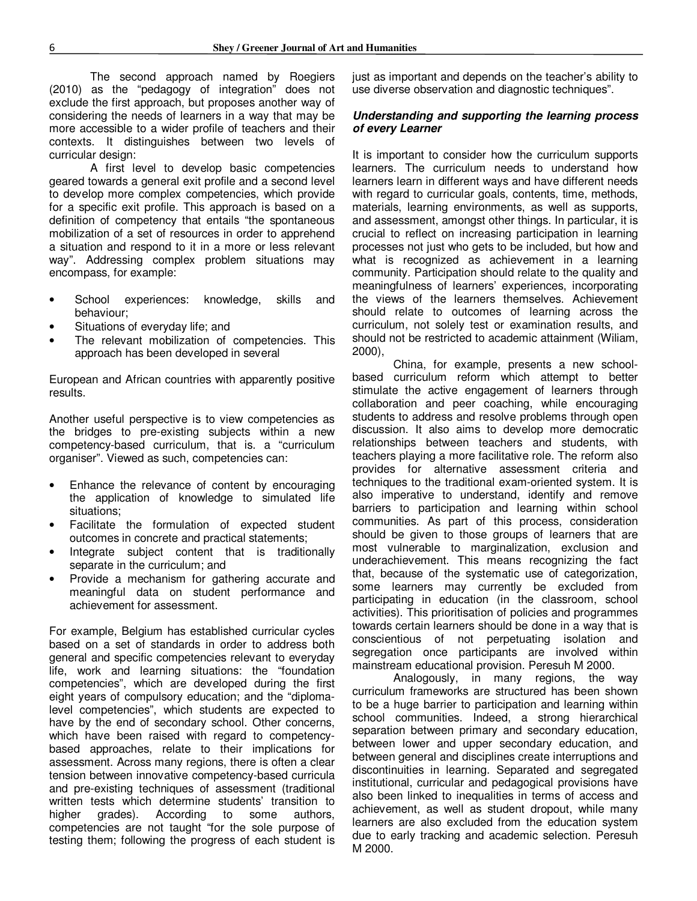The second approach named by Roegiers (2010) as the "pedagogy of integration" does not exclude the first approach, but proposes another way of considering the needs of learners in a way that may be more accessible to a wider profile of teachers and their contexts. It distinguishes between two levels of curricular design:

A first level to develop basic competencies geared towards a general exit profile and a second level to develop more complex competencies, which provide for a specific exit profile. This approach is based on a definition of competency that entails "the spontaneous mobilization of a set of resources in order to apprehend a situation and respond to it in a more or less relevant way". Addressing complex problem situations may encompass, for example:

- School experiences: knowledge, skills and behaviour;
- Situations of everyday life; and
- The relevant mobilization of competencies. This approach has been developed in several

European and African countries with apparently positive results.

Another useful perspective is to view competencies as the bridges to pre-existing subjects within a new competency-based curriculum, that is. a "curriculum organiser". Viewed as such, competencies can:

- Enhance the relevance of content by encouraging the application of knowledge to simulated life situations;
- Facilitate the formulation of expected student outcomes in concrete and practical statements;
- Integrate subject content that is traditionally separate in the curriculum; and
- Provide a mechanism for gathering accurate and meaningful data on student performance and achievement for assessment.

For example, Belgium has established curricular cycles based on a set of standards in order to address both general and specific competencies relevant to everyday life, work and learning situations: the "foundation competencies", which are developed during the first eight years of compulsory education; and the "diploma-level competencies", which students are expected to have by the end of secondary school. Other concerns, which have been raised with regard to competency-based approaches, relate to their implications for assessment. Across many regions, there is often a clear tension between innovative competency-based curricula and pre-existing techniques of assessment (traditional written tests which determine students' transition to higher grades). According to some authors, competencies are not taught "for the sole purpose of testing them; following the progress of each student is just as important and depends on the teacher's ability to use diverse observation and diagnostic techniques".

### *Understanding and supporting the learning process of every Learner*

It is important to consider how the curriculum supports learners. The curriculum needs to understand how learners learn in different ways and have different needs with regard to curricular goals, contents, time, methods, materials, learning environments, as well as supports, and assessment, amongst other things. In particular, it is crucial to reflect on increasing participation in learning processes not just who gets to be included, but how and what is recognized as achievement in a learning community. Participation should relate to the quality and meaningfulness of learners' experiences, incorporating the views of the learners themselves. Achievement should relate to outcomes of learning across the curriculum, not solely test or examination results, and should not be restricted to academic attainment (Wiliam, 2000),

China, for example, presents a new school-based curriculum reform which attempt to better stimulate the active engagement of learners through collaboration and peer coaching, while encouraging students to address and resolve problems through open discussion. It also aims to develop more democratic relationships between teachers and students, with teachers playing a more facilitative role. The reform also provides for alternative assessment criteria and techniques to the traditional exam-oriented system. It is also imperative to understand, identify and remove barriers to participation and learning within school communities. As part of this process, consideration should be given to those groups of learners that are most vulnerable to marginalization, exclusion and underachievement. This means recognizing the fact that, because of the systematic use of categorization, some learners may currently be excluded from participating in education (in the classroom, school activities). This prioritisation of policies and programmes towards certain learners should be done in a way that is conscientious of not perpetuating isolation and segregation once participants are involved within mainstream educational provision. Peresuh M 2000.

Analogously, in many regions, the way curriculum frameworks are structured has been shown to be a huge barrier to participation and learning within school communities. Indeed, a strong hierarchical separation between primary and secondary education, between lower and upper secondary education, and between general and disciplines create interruptions and discontinuities in learning. Separated and segregated institutional, curricular and pedagogical provisions have also been linked to inequalities in terms of access and achievement, as well as student dropout, while many learners are also excluded from the education system due to early tracking and academic selection. Peresuh M 2000.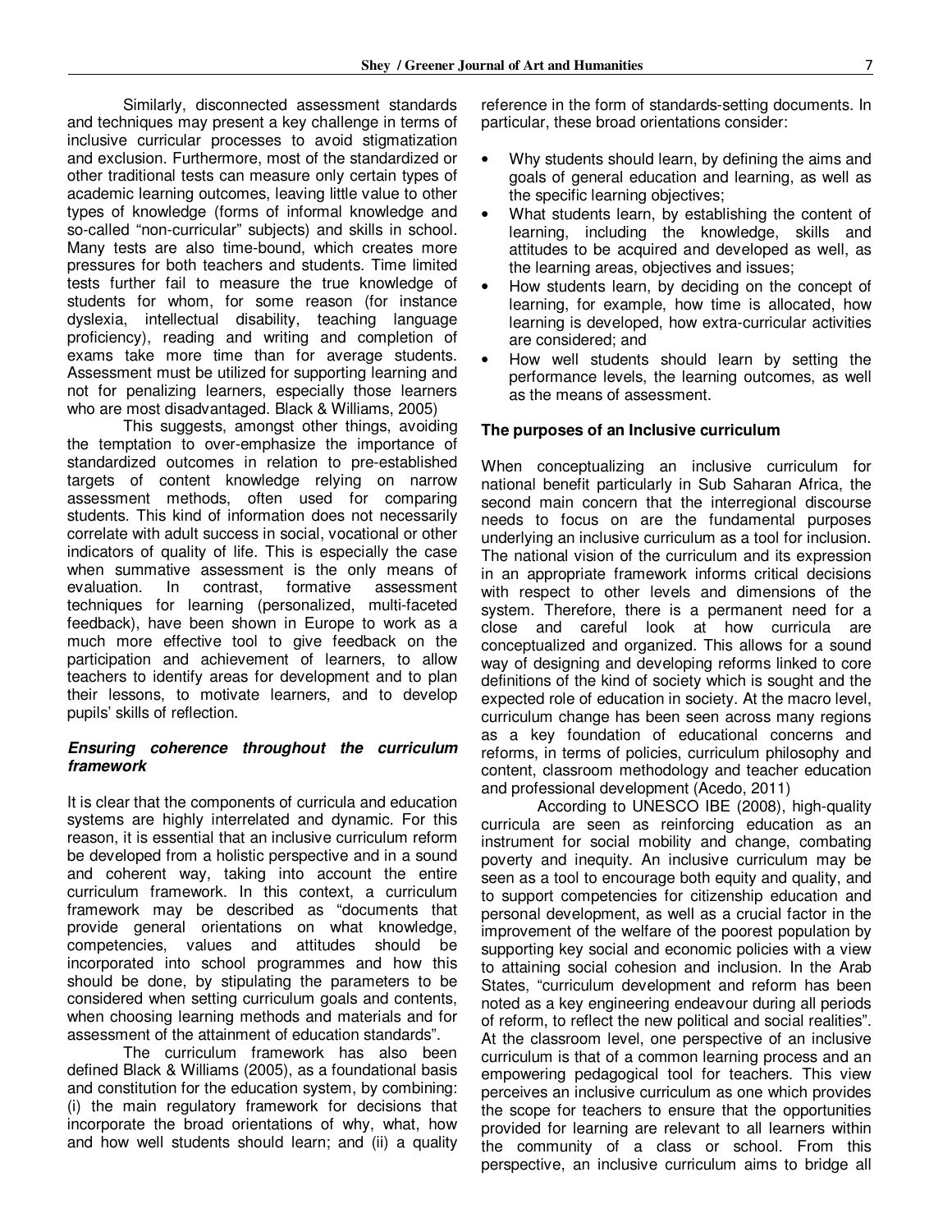Similarly, disconnected assessment standards and techniques may present a key challenge in terms of inclusive curricular processes to avoid stigmatization and exclusion. Furthermore, most of the standardized or other traditional tests can measure only certain types of academic learning outcomes, leaving little value to other types of knowledge (forms of informal knowledge and so-called "non-curricular" subjects) and skills in school. Many tests are also time-bound, which creates more pressures for both teachers and students. Time limited tests further fail to measure the true knowledge of students for whom, for some reason (for instance dyslexia, intellectual disability, teaching language proficiency), reading and writing and completion of exams take more time than for average students. Assessment must be utilized for supporting learning and not for penalizing learners, especially those learners who are most disadvantaged. Black & Williams, 2005)

This suggests, amongst other things, avoiding the temptation to over-emphasize the importance of standardized outcomes in relation to pre-established targets of content knowledge relying on narrow assessment methods, often used for comparing students. This kind of information does not necessarily correlate with adult success in social, vocational or other indicators of quality of life. This is especially the case when summative assessment is the only means of evaluation. In contrast, formative assessment techniques for learning (personalized, multi-faceted feedback), have been shown in Europe to work as a much more effective tool to give feedback on the participation and achievement of learners, to allow teachers to identify areas for development and to plan their lessons, to motivate learners, and to develop pupils' skills of reflection.

### *Ensuring coherence throughout the curriculum framework*

It is clear that the components of curricula and education systems are highly interrelated and dynamic. For this reason, it is essential that an inclusive curriculum reform be developed from a holistic perspective and in a sound and coherent way, taking into account the entire curriculum framework. In this context, a curriculum framework may be described as "documents that provide general orientations on what knowledge, competencies, values and attitudes should be incorporated into school programmes and how this should be done, by stipulating the parameters to be considered when setting curriculum goals and contents, when choosing learning methods and materials and for assessment of the attainment of education standards".

The curriculum framework has also been defined Black & Williams (2005), as a foundational basis and constitution for the education system, by combining: (i) the main regulatory framework for decisions that incorporate the broad orientations of why, what, how and how well students should learn; and (ii) a quality reference in the form of standards-setting documents. In particular, these broad orientations consider:

- Why students should learn, by defining the aims and goals of general education and learning, as well as the specific learning objectives;
- What students learn, by establishing the content of learning, including the knowledge, skills and attitudes to be acquired and developed as well, as the learning areas, objectives and issues;
- How students learn, by deciding on the concept of learning, for example, how time is allocated, how learning is developed, how extra-curricular activities are considered; and
- How well students should learn by setting the performance levels, the learning outcomes, as well as the means of assessment.

### The purposes of an Inclusive curriculum

When conceptualizing an inclusive curriculum for national benefit particularly in Sub Saharan Africa, the second main concern that the interregional discourse needs to focus on are the fundamental purposes underlying an inclusive curriculum as a tool for inclusion. The national vision of the curriculum and its expression in an appropriate framework informs critical decisions with respect to other levels and dimensions of the system. Therefore, there is a permanent need for a close and careful look at how curricula are conceptualized and organized. This allows for a sound way of designing and developing reforms linked to core definitions of the kind of society which is sought and the expected role of education in society. At the macro level, curriculum change has been seen across many regions as a key foundation of educational concerns and reforms, in terms of policies, curriculum philosophy and content, classroom methodology and teacher education and professional development (Acedo, 2011)

According to UNESCO IBE (2008), high-quality curricula are seen as reinforcing education as an instrument for social mobility and change, combating poverty and inequity. An inclusive curriculum may be seen as a tool to encourage both equity and quality, and to support competencies for citizenship education and personal development, as well as a crucial factor in the improvement of the welfare of the poorest population by supporting key social and economic policies with a view to attaining social cohesion and inclusion. In the Arab States, "curriculum development and reform has been noted as a key engineering endeavour during all periods of reform, to reflect the new political and social realities". At the classroom level, one perspective of an inclusive curriculum is that of a common learning process and an empowering pedagogical tool for teachers. This view perceives an inclusive curriculum as one which provides the scope for teachers to ensure that the opportunities provided for learning are relevant to all learners within the community of a class or school. From this perspective, an inclusive curriculum aims to bridge all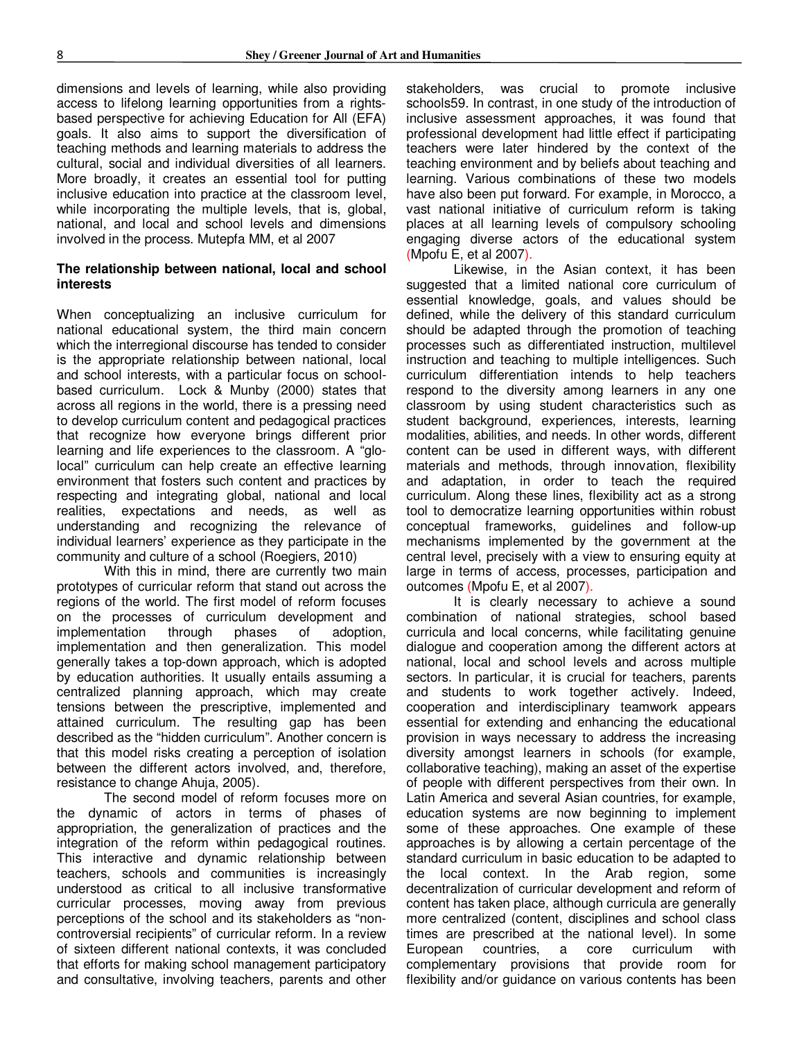dimensions and levels of learning, while also providing access to lifelong learning opportunities from a rights-based perspective for achieving Education for All (EFA) goals. It also aims to support the diversification of teaching methods and learning materials to address the cultural, social and individual diversities of all learners. More broadly, it creates an essential tool for putting inclusive education into practice at the classroom level, while incorporating the multiple levels, that is, global, national, and local and school levels and dimensions involved in the process. Mutepfa MM, et al 2007

**The relationship between national, local and school interests**

When conceptualizing an inclusive curriculum for national educational system, the third main concern which the interregional discourse has tended to consider is the appropriate relationship between national, local and school interests, with a particular focus on school-based curriculum. Lock & Munby (2000) states that across all regions in the world, there is a pressing need to develop curriculum content and pedagogical practices that recognize how everyone brings different prior learning and life experiences to the classroom. A "glo-local" curriculum can help create an effective learning environment that fosters such content and practices by respecting and integrating global, national and local realities, expectations and needs, as well as understanding and recognizing the relevance of individual learners' experience as they participate in the community and culture of a school (Roegiers, 2010)

With this in mind, there are currently two main prototypes of curricular reform that stand out across the regions of the world. The first model of reform focuses on the processes of curriculum development and implementation through phases of adoption, implementation and then generalization. This model generally takes a top-down approach, which is adopted by education authorities. It usually entails assuming a centralized planning approach, which may create tensions between the prescriptive, implemented and attained curriculum. The resulting gap has been described as the "hidden curriculum". Another concern is that this model risks creating a perception of isolation between the different actors involved, and, therefore, resistance to change Ahuja, 2005).

The second model of reform focuses more on the dynamic of actors in terms of phases of appropriation, the generalization of practices and the integration of the reform within pedagogical routines. This interactive and dynamic relationship between teachers, schools and communities is increasingly understood as critical to all inclusive transformative curricular processes, moving away from previous perceptions of the school and its stakeholders as "non-controversial recipients" of curricular reform. In a review of sixteen different national contexts, it was concluded that efforts for making school management participatory and consultative, involving teachers, parents and other stakeholders, was crucial to promote inclusive schools59. In contrast, in one study of the introduction of inclusive assessment approaches, it was found that professional development had little effect if participating teachers were later hindered by the context of the teaching environment and by beliefs about teaching and learning. Various combinations of these two models have also been put forward. For example, in Morocco, a vast national initiative of curriculum reform is taking places at all learning levels of compulsory schooling engaging diverse actors of the educational system (Mpofu E, et al 2007).

Likewise, in the Asian context, it has been suggested that a limited national core curriculum of essential knowledge, goals, and values should be defined, while the delivery of this standard curriculum should be adapted through the promotion of teaching processes such as differentiated instruction, multilevel instruction and teaching to multiple intelligences. Such curriculum differentiation intends to help teachers respond to the diversity among learners in any one classroom by using student characteristics such as student background, experiences, interests, learning modalities, abilities, and needs. In other words, different content can be used in different ways, with different materials and methods, through innovation, flexibility and adaptation, in order to teach the required curriculum. Along these lines, flexibility act as a strong tool to democratize learning opportunities within robust conceptual frameworks, guidelines and follow-up mechanisms implemented by the government at the central level, precisely with a view to ensuring equity at large in terms of access, processes, participation and outcomes (Mpofu E, et al 2007).

It is clearly necessary to achieve a sound combination of national strategies, school based curricula and local concerns, while facilitating genuine dialogue and cooperation among the different actors at national, local and school levels and across multiple sectors. In particular, it is crucial for teachers, parents and students to work together actively. Indeed, cooperation and interdisciplinary teamwork appears essential for extending and enhancing the educational provision in ways necessary to address the increasing diversity amongst learners in schools (for example, collaborative teaching), making an asset of the expertise of people with different perspectives from their own. In Latin America and several Asian countries, for example, education systems are now beginning to implement some of these approaches. One example of these approaches is by allowing a certain percentage of the standard curriculum in basic education to be adapted to the local context. In the Arab region, some decentralization of curricular development and reform of content has taken place, although curricula are generally more centralized (content, disciplines and school class times are prescribed at the national level). In some European countries, a core curriculum with complementary provisions that provide room for flexibility and/or guidance on various contents has been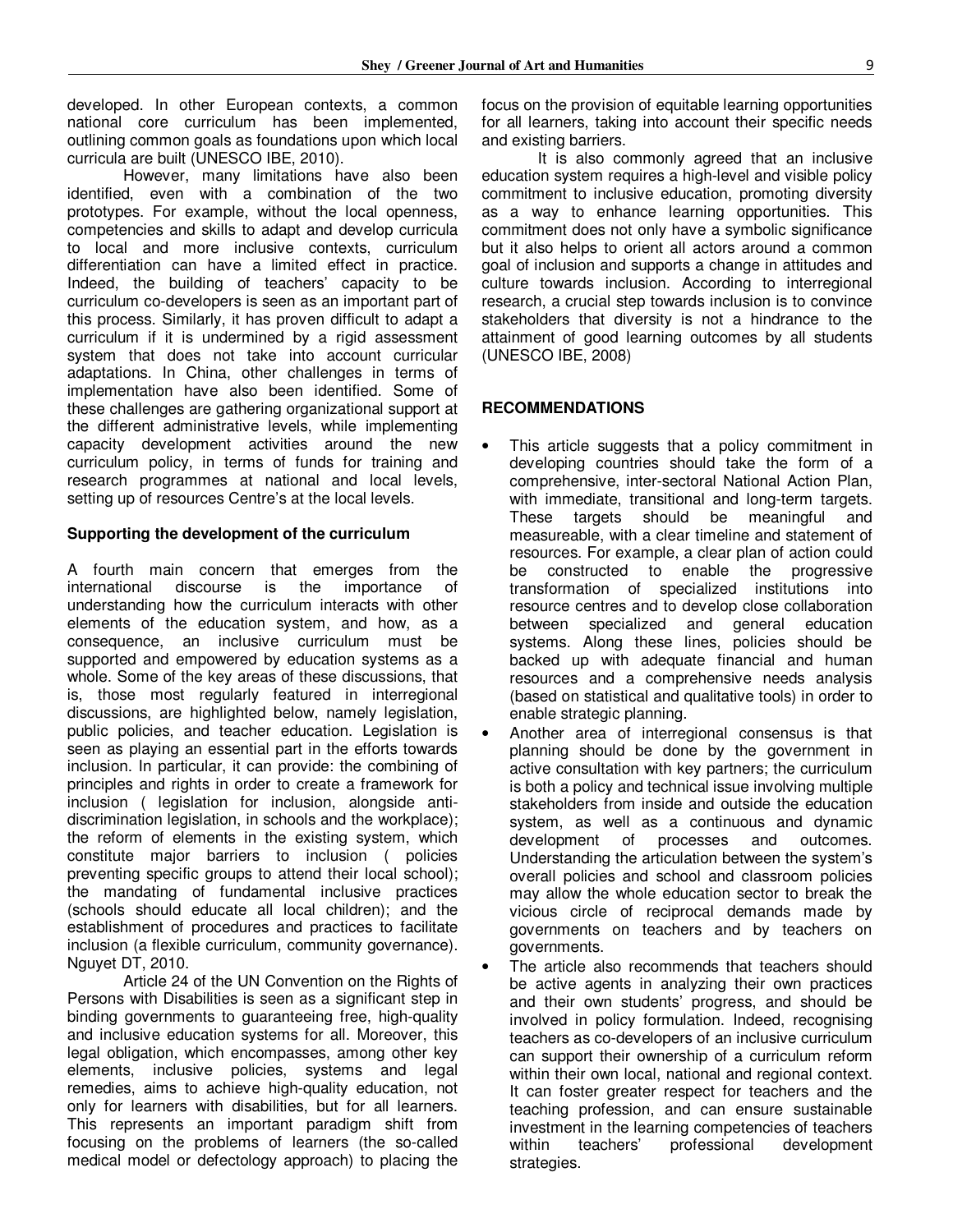developed. In other European contexts, a common national core curriculum has been implemented, outlining common goals as foundations upon which local curricula are built (UNESCO IBE, 2010).

However, many limitations have also been identified, even with a combination of the two prototypes. For example, without the local openness, competencies and skills to adapt and develop curricula to local and more inclusive contexts, curriculum differentiation can have a limited effect in practice. Indeed, the building of teachers' capacity to be curriculum co-developers is seen as an important part of this process. Similarly, it has proven difficult to adapt a curriculum if it is undermined by a rigid assessment system that does not take into account curricular adaptations. In China, other challenges in terms of implementation have also been identified. Some of these challenges are gathering organizational support at the different administrative levels, while implementing capacity development activities around the new curriculum policy, in terms of funds for training and research programmes at national and local levels, setting up of resources Centre's at the local levels.

**Supporting the development of the curriculum**

A fourth main concern that emerges from the international discourse is the importance of understanding how the curriculum interacts with other elements of the education system, and how, as a consequence, an inclusive curriculum must be supported and empowered by education systems as a whole. Some of the key areas of these discussions, that is, those most regularly featured in interregional discussions, are highlighted below, namely legislation, public policies, and teacher education. Legislation is seen as playing an essential part in the efforts towards inclusion. In particular, it can provide: the combining of principles and rights in order to create a framework for inclusion ( legislation for inclusion, alongside anti-discrimination legislation, in schools and the workplace); the reform of elements in the existing system, which constitute major barriers to inclusion ( policies preventing specific groups to attend their local school); the mandating of fundamental inclusive practices (schools should educate all local children); and the establishment of procedures and practices to facilitate inclusion (a flexible curriculum, community governance). Nguyet DT, 2010.

Article 24 of the UN Convention on the Rights of Persons with Disabilities is seen as a significant step in binding governments to guaranteeing free, high-quality and inclusive education systems for all. Moreover, this legal obligation, which encompasses, among other key elements, inclusive policies, systems and legal remedies, aims to achieve high-quality education, not only for learners with disabilities, but for all learners. This represents an important paradigm shift from focusing on the problems of learners (the so-called medical model or defectology approach) to placing the focus on the provision of equitable learning opportunities for all learners, taking into account their specific needs and existing barriers.

It is also commonly agreed that an inclusive education system requires a high-level and visible policy commitment to inclusive education, promoting diversity as a way to enhance learning opportunities. This commitment does not only have a symbolic significance but it also helps to orient all actors around a common goal of inclusion and supports a change in attitudes and culture towards inclusion. According to interregional research, a crucial step towards inclusion is to convince stakeholders that diversity is not a hindrance to the attainment of good learning outcomes by all students (UNESCO IBE, 2008)

**RECOMMENDATIONS**

- This article suggests that a policy commitment in developing countries should take the form of a comprehensive, inter-sectoral National Action Plan, with immediate, transitional and long-term targets. These targets should be meaningful and measureable, with a clear timeline and statement of resources. For example, a clear plan of action could be constructed to enable the progressive transformation of specialized institutions into resource centres and to develop close collaboration between specialized and general education systems. Along these lines, policies should be backed up with adequate financial and human resources and a comprehensive needs analysis (based on statistical and qualitative tools) in order to enable strategic planning.
- Another area of interregional consensus is that planning should be done by the government in active consultation with key partners; the curriculum is both a policy and technical issue involving multiple stakeholders from inside and outside the education system, as well as a continuous and dynamic development of processes and outcomes. Understanding the articulation between the system's overall policies and school and classroom policies may allow the whole education sector to break the vicious circle of reciprocal demands made by governments on teachers and by teachers on governments.
- The article also recommends that teachers should be active agents in analyzing their own practices and their own students' progress, and should be involved in policy formulation. Indeed, recognising teachers as co-developers of an inclusive curriculum can support their ownership of a curriculum reform within their own local, national and regional context. It can foster greater respect for teachers and the teaching profession, and can ensure sustainable investment in the learning competencies of teachers within teachers' professional development strategies.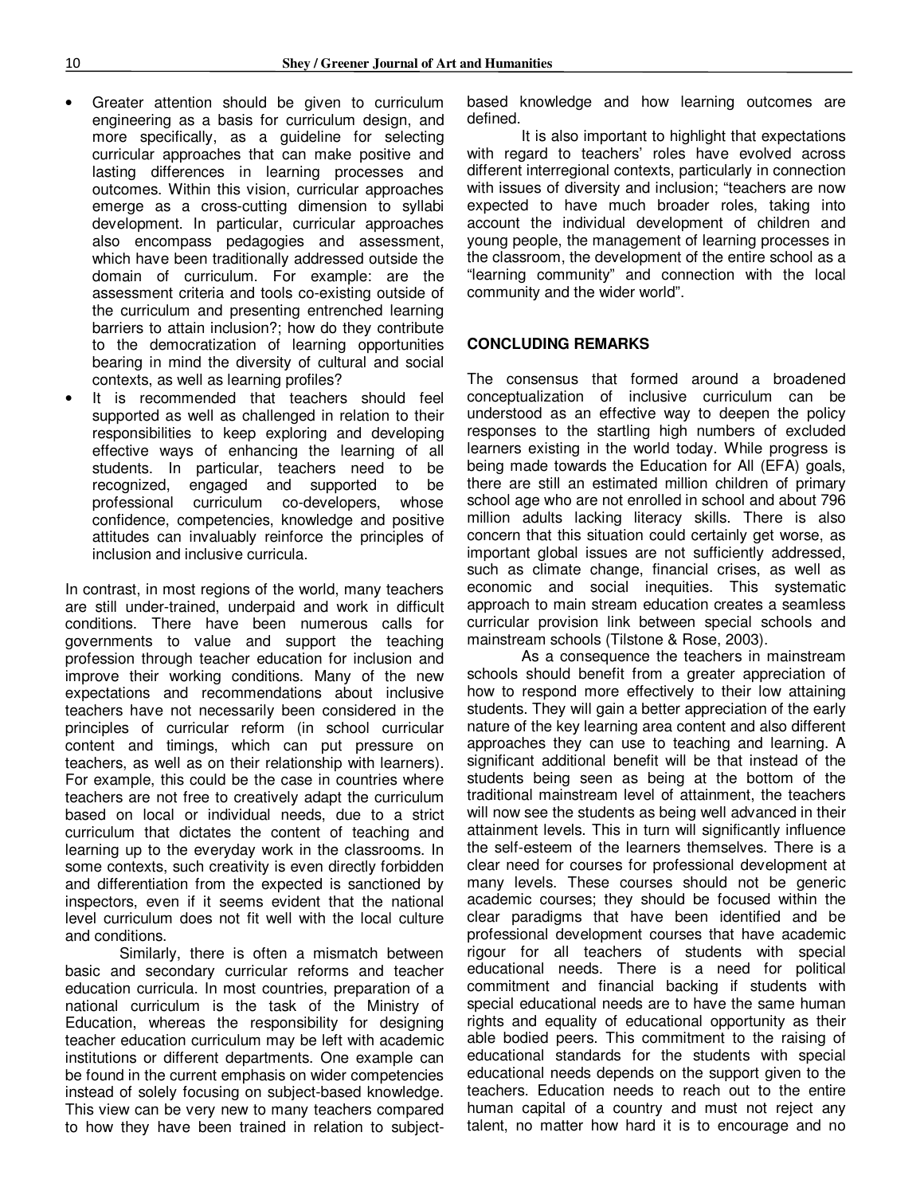- Greater attention should be given to curriculum engineering as a basis for curriculum design, and more specifically, as a guideline for selecting curricular approaches that can make positive and lasting differences in learning processes and outcomes. Within this vision, curricular approaches emerge as a cross-cutting dimension to syllabi development. In particular, curricular approaches also encompass pedagogies and assessment, which have been traditionally addressed outside the domain of curriculum. For example: are the assessment criteria and tools co-existing outside of the curriculum and presenting entrenched learning barriers to attain inclusion?; how do they contribute to the democratization of learning opportunities bearing in mind the diversity of cultural and social contexts, as well as learning profiles?
- It is recommended that teachers should feel supported as well as challenged in relation to their responsibilities to keep exploring and developing effective ways of enhancing the learning of all students. In particular, teachers need to be recognized, engaged and supported to be professional curriculum co-developers, whose confidence, competencies, knowledge and positive attitudes can invaluably reinforce the principles of inclusion and inclusive curricula.

In contrast, in most regions of the world, many teachers are still under-trained, underpaid and work in difficult conditions. There have been numerous calls for governments to value and support the teaching profession through teacher education for inclusion and improve their working conditions. Many of the new expectations and recommendations about inclusive teachers have not necessarily been considered in the principles of curricular reform (in school curricular content and timings, which can put pressure on teachers, as well as on their relationship with learners). For example, this could be the case in countries where teachers are not free to creatively adapt the curriculum based on local or individual needs, due to a strict curriculum that dictates the content of teaching and learning up to the everyday work in the classrooms. In some contexts, such creativity is even directly forbidden and differentiation from the expected is sanctioned by inspectors, even if it seems evident that the national level curriculum does not fit well with the local culture and conditions.

Similarly, there is often a mismatch between basic and secondary curricular reforms and teacher education curricula. In most countries, preparation of a national curriculum is the task of the Ministry of Education, whereas the responsibility for designing teacher education curriculum may be left with academic institutions or different departments. One example can be found in the current emphasis on wider competencies instead of solely focusing on subject-based knowledge. This view can be very new to many teachers compared to how they have been trained in relation to subject-based knowledge and how learning outcomes are defined.

It is also important to highlight that expectations with regard to teachers' roles have evolved across different interregional contexts, particularly in connection with issues of diversity and inclusion; "teachers are now expected to have much broader roles, taking into account the individual development of children and young people, the management of learning processes in the classroom, the development of the entire school as a "learning community" and connection with the local community and the wider world".

## CONCLUDING REMARKS

The consensus that formed around a broadened conceptualization of inclusive curriculum can be understood as an effective way to deepen the policy responses to the startling high numbers of excluded learners existing in the world today. While progress is being made towards the Education for All (EFA) goals, there are still an estimated million children of primary school age who are not enrolled in school and about 796 million adults lacking literacy skills. There is also concern that this situation could certainly get worse, as important global issues are not sufficiently addressed, such as climate change, financial crises, as well as economic and social inequities. This systematic approach to main stream education creates a seamless curricular provision link between special schools and mainstream schools (Tilstone & Rose, 2003).

As a consequence the teachers in mainstream schools should benefit from a greater appreciation of how to respond more effectively to their low attaining students. They will gain a better appreciation of the early nature of the key learning area content and also different approaches they can use to teaching and learning. A significant additional benefit will be that instead of the students being seen as being at the bottom of the traditional mainstream level of attainment, the teachers will now see the students as being well advanced in their attainment levels. This in turn will significantly influence the self-esteem of the learners themselves. There is a clear need for courses for professional development at many levels. These courses should not be generic academic courses; they should be focused within the clear paradigms that have been identified and be professional development courses that have academic rigour for all teachers of students with special educational needs. There is a need for political commitment and financial backing if students with special educational needs are to have the same human rights and equality of educational opportunity as their able bodied peers. This commitment to the raising of educational standards for the students with special educational needs depends on the support given to the teachers. Education needs to reach out to the entire human capital of a country and must not reject any talent, no matter how hard it is to encourage and no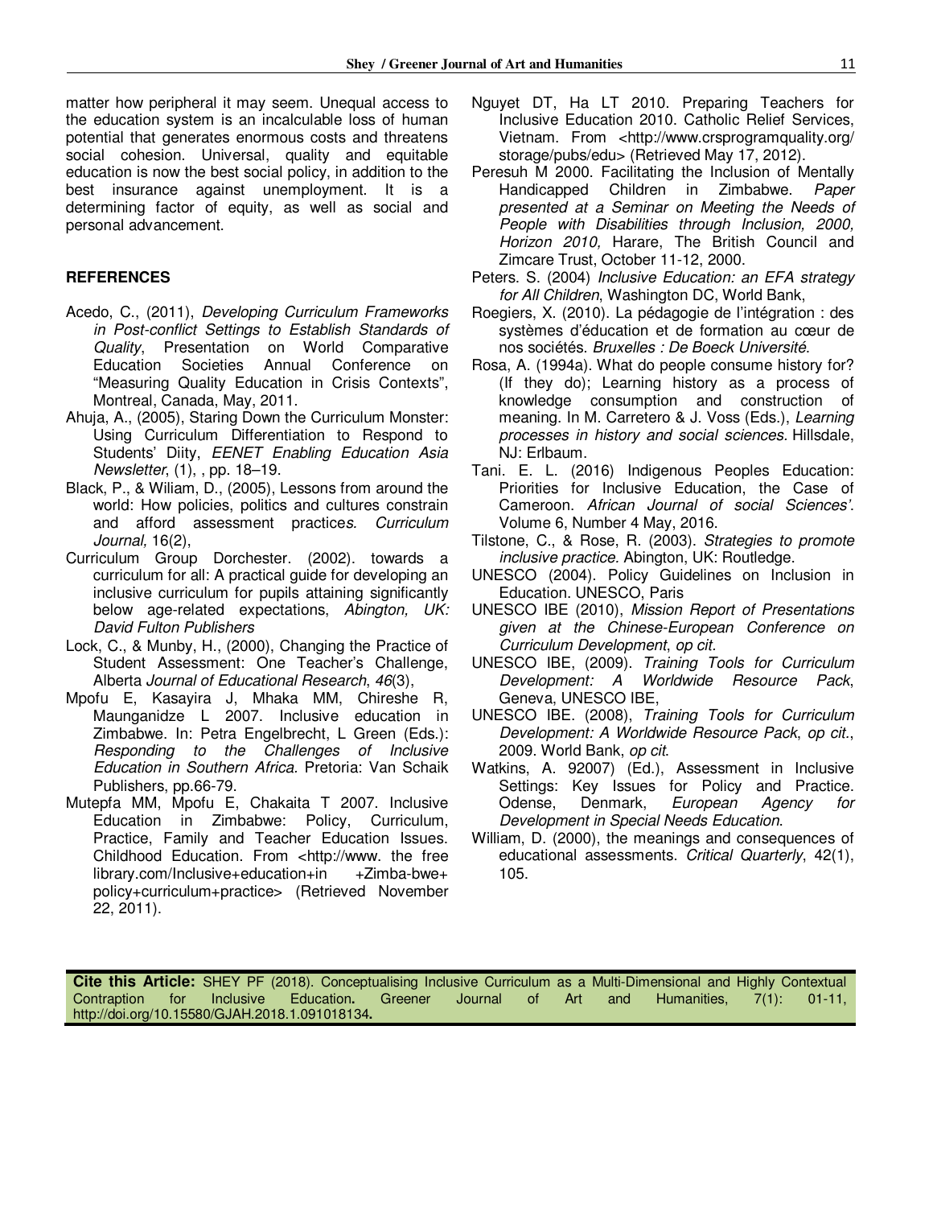matter how peripheral it may seem. Unequal access to the education system is an incalculable loss of human potential that generates enormous costs and threatens social cohesion. Universal, quality and equitable education is now the best social policy, in addition to the best insurance against unemployment. It is a determining factor of equity, as well as social and personal advancement.

## REFERENCES

Acedo, C., (2011), *Developing Curriculum Frameworks in Post-conflict Settings to Establish Standards of Quality*, Presentation on World Comparative Education Societies Annual Conference on "Measuring Quality Education in Crisis Contexts", Montreal, Canada, May, 2011.

Ahuja, A., (2005), Staring Down the Curriculum Monster: Using Curriculum Differentiation to Respond to Students' Diity, *EENET Enabling Education Asia Newsletter*, (1), , pp. 18–19.

Black, P., & Wiliam, D., (2005), Lessons from around the world: How policies, politics and cultures constrain and afford assessment practice*s. Curriculum Journal,* 16(2),

Curriculum Group Dorchester. (2002). towards a curriculum for all: A practical guide for developing an inclusive curriculum for pupils attaining significantly below age-related expectations, *Abington, UK: David Fulton Publishers*

Lock, C., & Munby, H., (2000), Changing the Practice of Student Assessment: One Teacher's Challenge, Alberta *Journal of Educational Research*, *46*(3),

Mpofu E, Kasayira J, Mhaka MM, Chireshe R, Maunganidze L 2007. Inclusive education in Zimbabwe. In: Petra Engelbrecht, L Green (Eds.): *Responding to the Challenges of Inclusive Education in Southern Africa.* Pretoria: Van Schaik Publishers, pp.66-79.

Mutepfa MM, Mpofu E, Chakaita T 2007. Inclusive Education in Zimbabwe: Policy, Curriculum, Practice, Family and Teacher Education Issues. Childhood Education. From <http://www. the free library.com/Inclusive+education+in +Zimba-bwe+ policy+curriculum+practice> (Retrieved November 22, 2011).

Nguyet DT, Ha LT 2010. Preparing Teachers for Inclusive Education 2010. Catholic Relief Services, Vietnam. From <http://www.crsprogramquality.org/ storage/pubs/edu> (Retrieved May 17, 2012).

Peresuh M 2000. Facilitating the Inclusion of Mentally Handicapped Children in Zimbabwe. *Paper presented at a Seminar on Meeting the Needs of People with Disabilities through Inclusion, 2000, Horizon 2010,* Harare, The British Council and Zimcare Trust, October 11-12, 2000.

Peters. S. (2004) *Inclusive Education: an EFA strategy for All Children*, Washington DC, World Bank,

Roegiers, X. (2010). La pédagogie de l'intégration : des systèmes d'éducation et de formation au cœur de nos sociétés. *Bruxelles : De Boeck Université*.

Rosa, A. (1994a). What do people consume history for? (If they do); Learning history as a process of knowledge consumption and construction of meaning. In M. Carretero & J. Voss (Eds.), *Learning processes in history and social sciences*. Hillsdale, NJ: Erlbaum.

Tani. E. L. (2016) Indigenous Peoples Education: Priorities for Inclusive Education, the Case of Cameroon. *African Journal of social Sciences'*. Volume 6, Number 4 May, 2016.

Tilstone, C., & Rose, R. (2003). *Strategies to promote inclusive practice.* Abington, UK: Routledge.

UNESCO (2004). Policy Guidelines on Inclusion in Education. UNESCO, Paris

UNESCO IBE (2010), *Mission Report of Presentations given at the Chinese-European Conference on Curriculum Development*, *op cit.*

UNESCO IBE, (2009). *Training Tools for Curriculum Development: A Worldwide Resource Pack*, Geneva, UNESCO IBE,

UNESCO IBE. (2008), *Training Tools for Curriculum Development: A Worldwide Resource Pack*, *op cit.*, 2009. World Bank, *op cit*.

Watkins, A. 92007) (Ed.), Assessment in Inclusive Settings: Key Issues for Policy and Practice. Odense, Denmark, *European Agency for Development in Special Needs Education*.

William, D. (2000), the meanings and consequences of educational assessments. *Critical Quarterly*, 42(1), 105.

**Cite this Article:** SHEY PF (2018). Conceptualising Inclusive Curriculum as a Multi-Dimensional and Highly Contextual Contraption for Inclusive Education**.** Greener Journal of Art and Humanities, 7(1): 01-11, http://doi.org/10.15580/GJAH.2018.1.091018134**.**